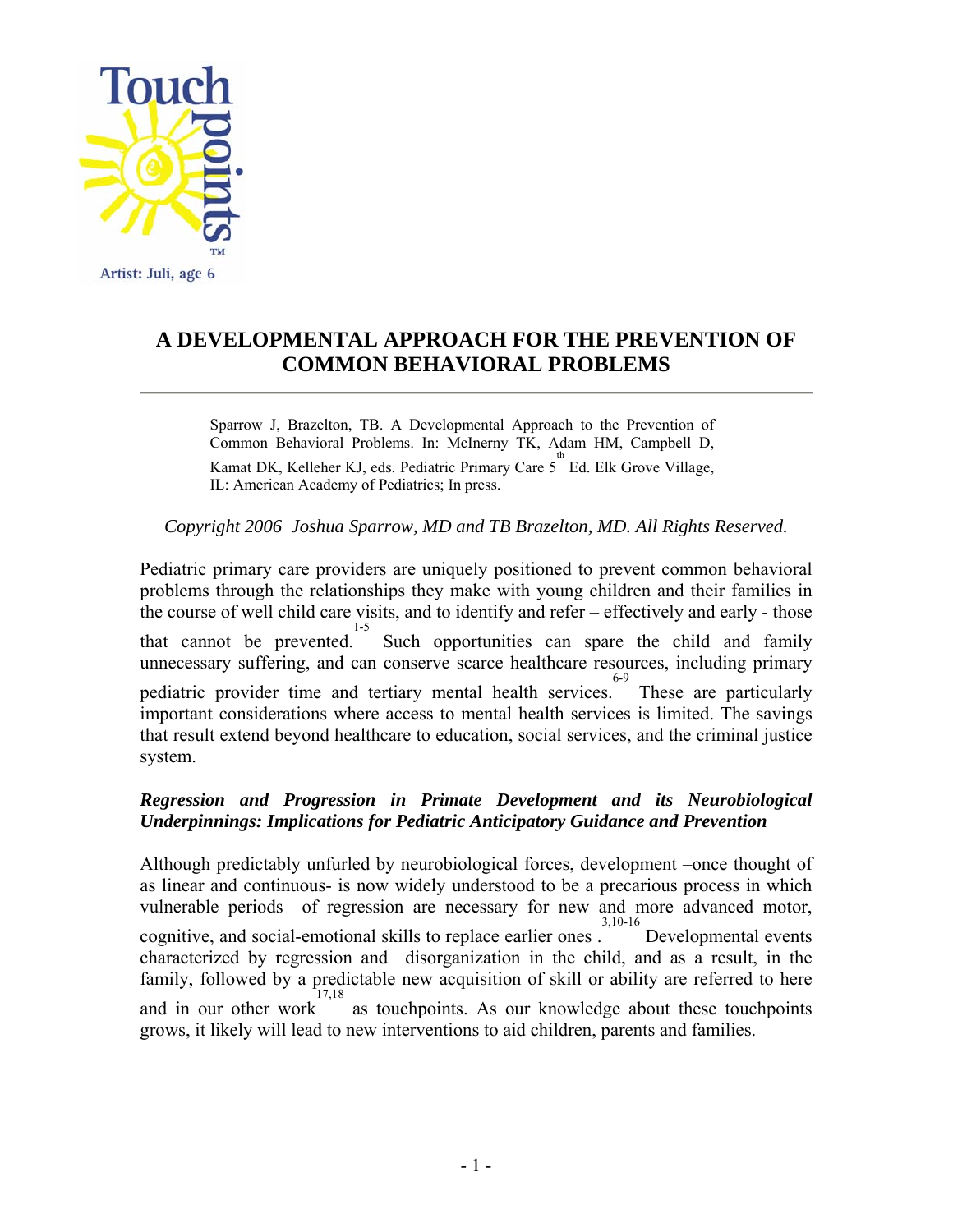Touchpoints™

Artist: Juli, age 6

# A DEVELOPMENTAL APPROACH FOR THE PREVENTION OF COMMON BEHAVIORAL PROBLEMS

---

Sparrow J, Brazelton, TB. A Developmental Approach to the Prevention of Common Behavioral Problems. In: McInerny TK, Adam HM, Campbell D, Kamat DK, Kelleher KJ, eds. Pediatric Primary Care 5th Ed. Elk Grove Village, IL: American Academy of Pediatrics; In press.

*Copyright 2006 Joshua Sparrow, MD and TB Brazelton, MD. All Rights Reserved.*

Pediatric primary care providers are uniquely positioned to prevent common behavioral problems through the relationships they make with young children and their families in the course of well child care visits, and to identify and refer – effectively and early - those that cannot be prevented.[1-5] Such opportunities can spare the child and family unnecessary suffering, and can conserve scarce healthcare resources, including primary pediatric provider time and tertiary mental health services.[6-9] These are particularly important considerations where access to mental health services is limited. The savings that result extend beyond healthcare to education, social services, and the criminal justice system.

***Regression and Progression in Primate Development and its Neurobiological Underpinnings: Implications for Pediatric Anticipatory Guidance and Prevention***

Although predictably unfurled by neurobiological forces, development –once thought of as linear and continuous- is now widely understood to be a precarious process in which vulnerable periods of regression are necessary for new and more advanced motor, cognitive, and social-emotional skills to replace earlier ones .[3,10-16] Developmental events characterized by regression and disorganization in the child, and as a result, in the family, followed by a predictable new acquisition of skill or ability are referred to here and in our other work[17,18] as touchpoints. As our knowledge about these touchpoints grows, it likely will lead to new interventions to aid children, parents and families.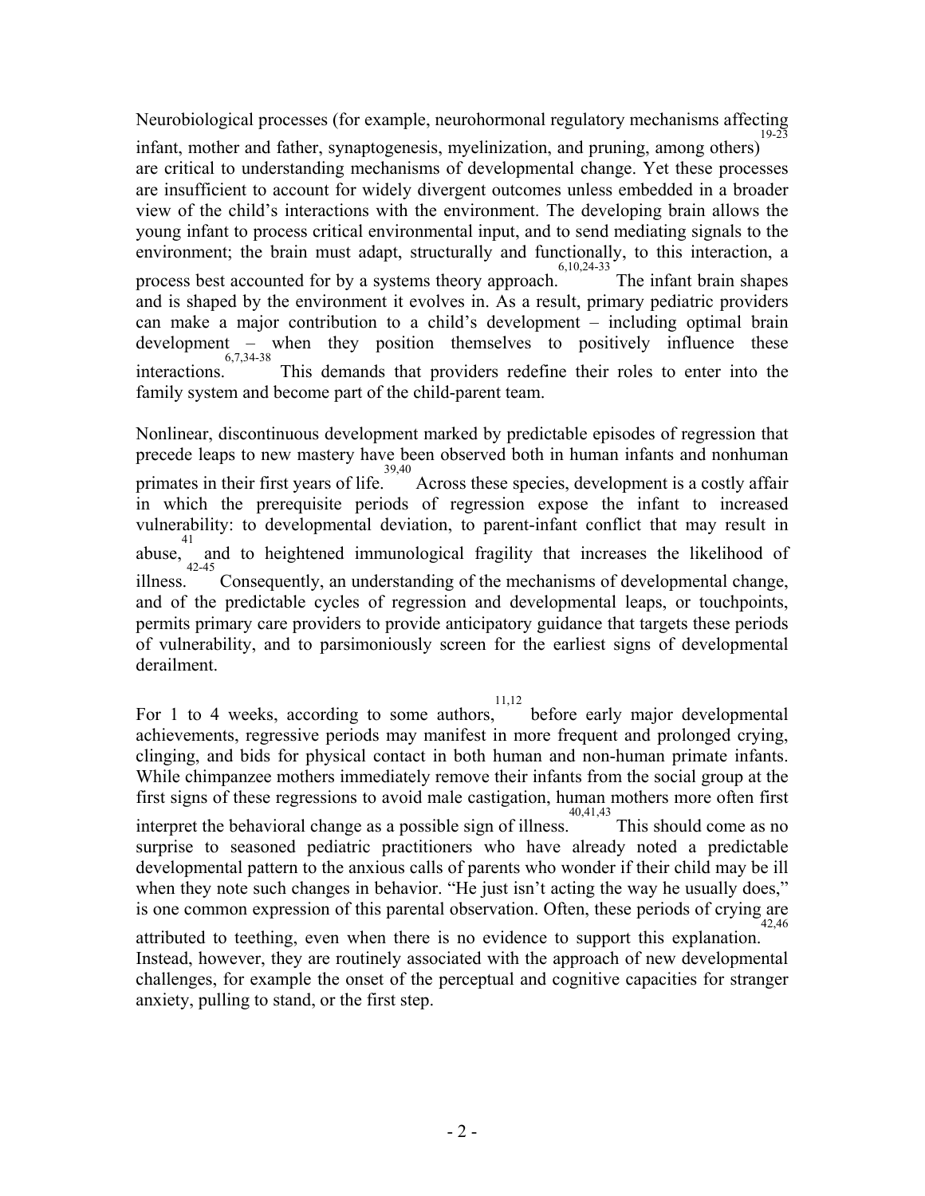Neurobiological processes (for example, neurohormonal regulatory mechanisms affecting infant, mother and father, synaptogenesis, myelinization, and pruning, among others)[19-23] are critical to understanding mechanisms of developmental change. Yet these processes are insufficient to account for widely divergent outcomes unless embedded in a broader view of the child's interactions with the environment. The developing brain allows the young infant to process critical environmental input, and to send mediating signals to the environment; the brain must adapt, structurally and functionally, to this interaction, a process best accounted for by a systems theory approach.[6,10,24-33] The infant brain shapes and is shaped by the environment it evolves in. As a result, primary pediatric providers can make a major contribution to a child's development – including optimal brain development – when they position themselves to positively influence these interactions.[6,7,34-38] This demands that providers redefine their roles to enter into the family system and become part of the child-parent team.

Nonlinear, discontinuous development marked by predictable episodes of regression that precede leaps to new mastery have been observed both in human infants and nonhuman primates in their first years of life.[39,40] Across these species, development is a costly affair in which the prerequisite periods of regression expose the infant to increased vulnerability: to developmental deviation, to parent-infant conflict that may result in abuse,[41] and to heightened immunological fragility that increases the likelihood of illness.[42-45] Consequently, an understanding of the mechanisms of developmental change, and of the predictable cycles of regression and developmental leaps, or touchpoints, permits primary care providers to provide anticipatory guidance that targets these periods of vulnerability, and to parsimoniously screen for the earliest signs of developmental derailment.

For 1 to 4 weeks, according to some authors,[11,12] before early major developmental achievements, regressive periods may manifest in more frequent and prolonged crying, clinging, and bids for physical contact in both human and non-human primate infants. While chimpanzee mothers immediately remove their infants from the social group at the first signs of these regressions to avoid male castigation, human mothers more often first interpret the behavioral change as a possible sign of illness.[40,41,43] This should come as no surprise to seasoned pediatric practitioners who have already noted a predictable developmental pattern to the anxious calls of parents who wonder if their child may be ill when they note such changes in behavior. "He just isn't acting the way he usually does," is one common expression of this parental observation. Often, these periods of crying are attributed to teething, even when there is no evidence to support this explanation.[42,46] Instead, however, they are routinely associated with the approach of new developmental challenges, for example the onset of the perceptual and cognitive capacities for stranger anxiety, pulling to stand, or the first step.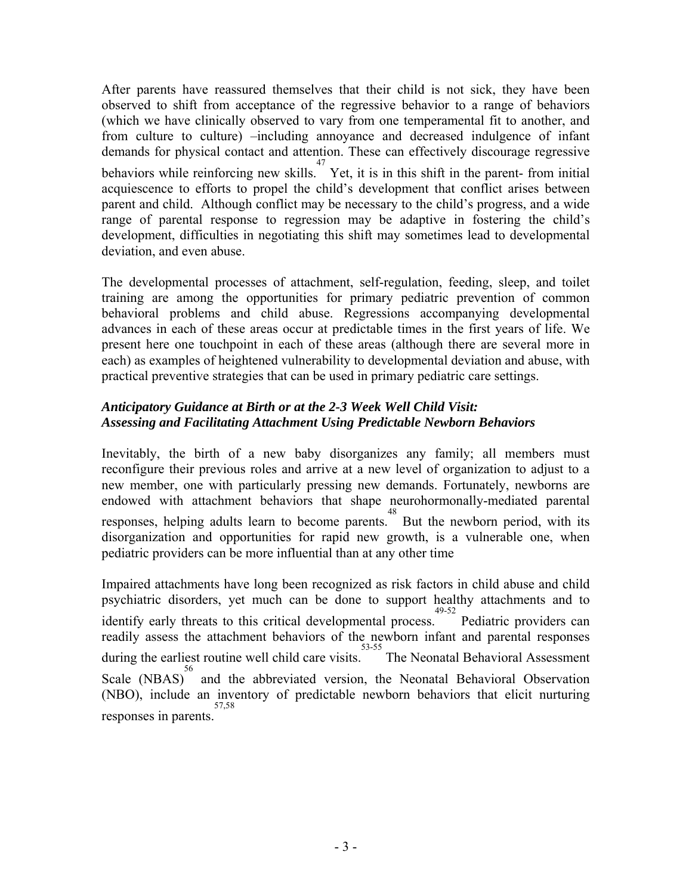After parents have reassured themselves that their child is not sick, they have been observed to shift from acceptance of the regressive behavior to a range of behaviors (which we have clinically observed to vary from one temperamental fit to another, and from culture to culture) –including annoyance and decreased indulgence of infant demands for physical contact and attention. These can effectively discourage regressive behaviors while reinforcing new skills.[47] Yet, it is in this shift in the parent- from initial acquiescence to efforts to propel the child's development that conflict arises between parent and child. Although conflict may be necessary to the child's progress, and a wide range of parental response to regression may be adaptive in fostering the child's development, difficulties in negotiating this shift may sometimes lead to developmental deviation, and even abuse.

The developmental processes of attachment, self-regulation, feeding, sleep, and toilet training are among the opportunities for primary pediatric prevention of common behavioral problems and child abuse. Regressions accompanying developmental advances in each of these areas occur at predictable times in the first years of life. We present here one touchpoint in each of these areas (although there are several more in each) as examples of heightened vulnerability to developmental deviation and abuse, with practical preventive strategies that can be used in primary pediatric care settings.

### *Anticipatory Guidance at Birth or at the 2-3 Week Well Child Visit: Assessing and Facilitating Attachment Using Predictable Newborn Behaviors*

Inevitably, the birth of a new baby disorganizes any family; all members must reconfigure their previous roles and arrive at a new level of organization to adjust to a new member, one with particularly pressing new demands. Fortunately, newborns are endowed with attachment behaviors that shape neurohormonally-mediated parental responses, helping adults learn to become parents.[48] But the newborn period, with its disorganization and opportunities for rapid new growth, is a vulnerable one, when pediatric providers can be more influential than at any other time

Impaired attachments have long been recognized as risk factors in child abuse and child psychiatric disorders, yet much can be done to support healthy attachments and to identify early threats to this critical developmental process.[49-52] Pediatric providers can readily assess the attachment behaviors of the newborn infant and parental responses during the earliest routine well child care visits.[53-55] The Neonatal Behavioral Assessment Scale (NBAS)[56] and the abbreviated version, the Neonatal Behavioral Observation (NBO), include an inventory of predictable newborn behaviors that elicit nurturing responses in parents.[57,58]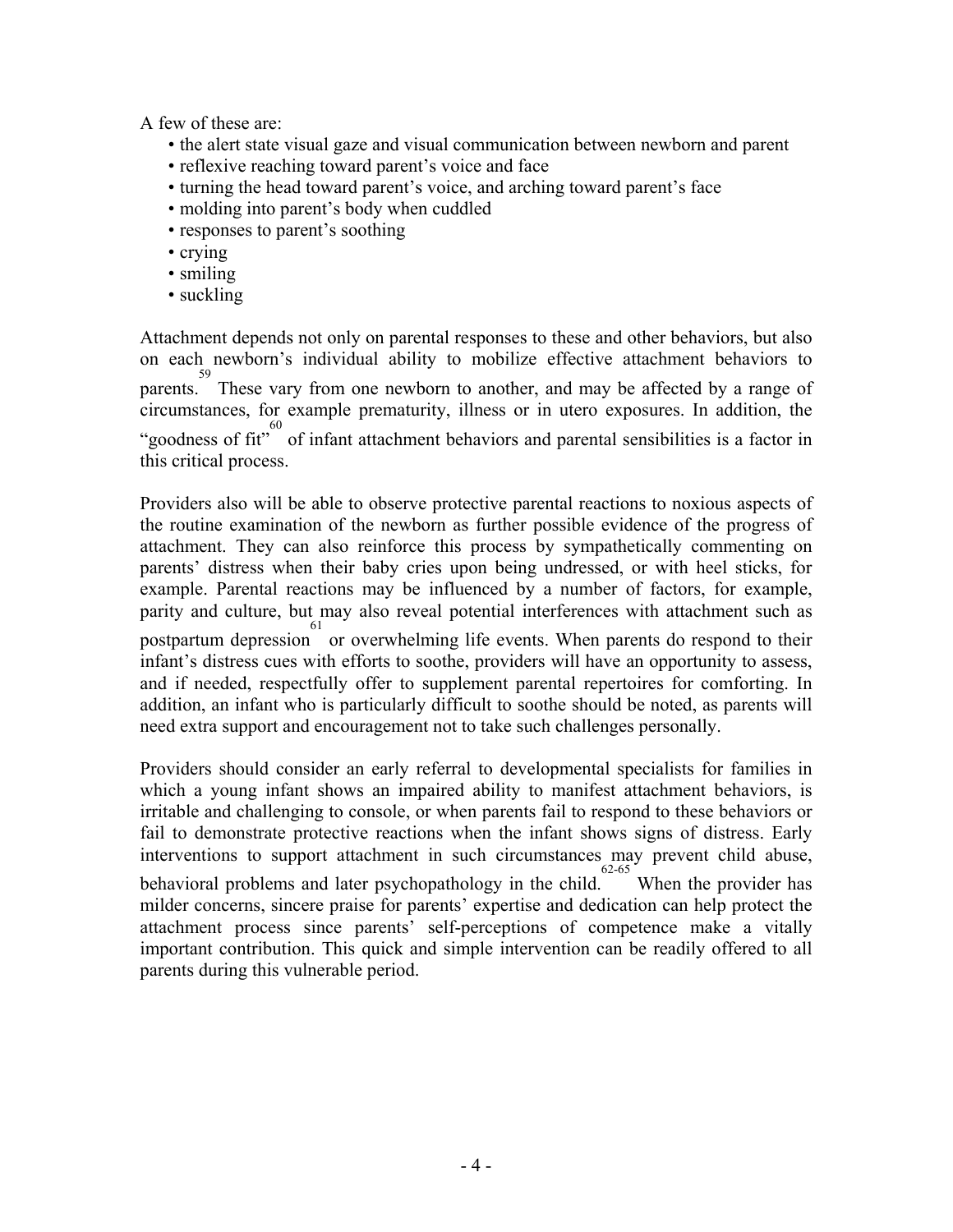A few of these are:

- the alert state visual gaze and visual communication between newborn and parent
- reflexive reaching toward parent's voice and face
- turning the head toward parent's voice, and arching toward parent's face
- molding into parent's body when cuddled
- responses to parent's soothing
- crying
- smiling
- suckling

Attachment depends not only on parental responses to these and other behaviors, but also on each newborn's individual ability to mobilize effective attachment behaviors to parents.[59] These vary from one newborn to another, and may be affected by a range of circumstances, for example prematurity, illness or in utero exposures. In addition, the "goodness of fit"[60] of infant attachment behaviors and parental sensibilities is a factor in this critical process.

Providers also will be able to observe protective parental reactions to noxious aspects of the routine examination of the newborn as further possible evidence of the progress of attachment. They can also reinforce this process by sympathetically commenting on parents' distress when their baby cries upon being undressed, or with heel sticks, for example. Parental reactions may be influenced by a number of factors, for example, parity and culture, but may also reveal potential interferences with attachment such as postpartum depression[61] or overwhelming life events. When parents do respond to their infant's distress cues with efforts to soothe, providers will have an opportunity to assess, and if needed, respectfully offer to supplement parental repertoires for comforting. In addition, an infant who is particularly difficult to soothe should be noted, as parents will need extra support and encouragement not to take such challenges personally.

Providers should consider an early referral to developmental specialists for families in which a young infant shows an impaired ability to manifest attachment behaviors, is irritable and challenging to console, or when parents fail to respond to these behaviors or fail to demonstrate protective reactions when the infant shows signs of distress. Early interventions to support attachment in such circumstances may prevent child abuse, behavioral problems and later psychopathology in the child.[62-65] When the provider has milder concerns, sincere praise for parents' expertise and dedication can help protect the attachment process since parents' self-perceptions of competence make a vitally important contribution. This quick and simple intervention can be readily offered to all parents during this vulnerable period.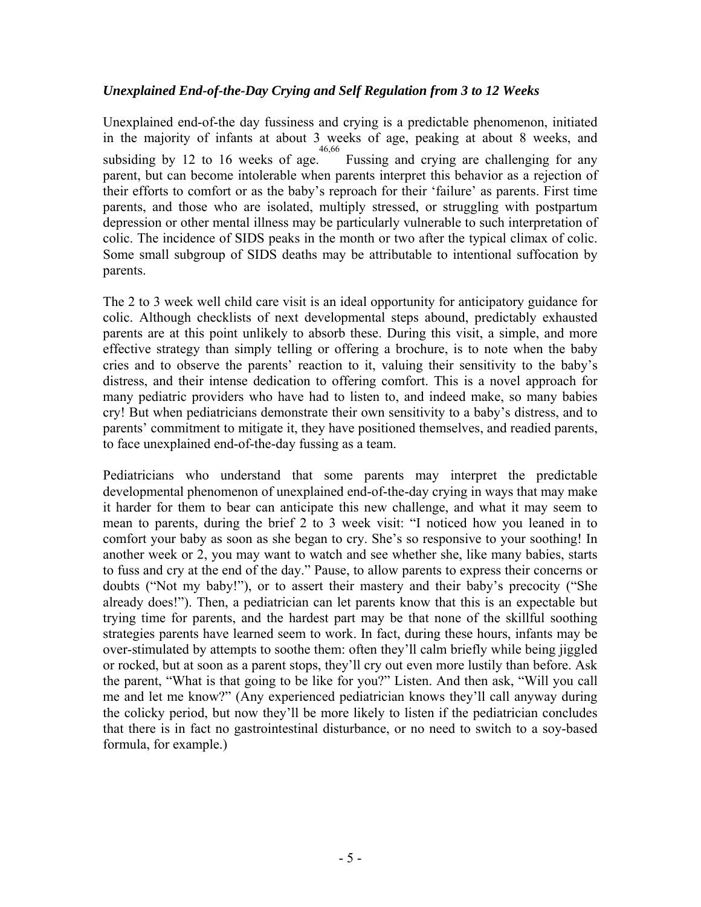### *Unexplained End-of-the-Day Crying and Self Regulation from 3 to 12 Weeks*

Unexplained end-of-the day fussiness and crying is a predictable phenomenon, initiated in the majority of infants at about 3 weeks of age, peaking at about 8 weeks, and subsiding by 12 to 16 weeks of age.[46,66] Fussing and crying are challenging for any parent, but can become intolerable when parents interpret this behavior as a rejection of their efforts to comfort or as the baby's reproach for their 'failure' as parents. First time parents, and those who are isolated, multiply stressed, or struggling with postpartum depression or other mental illness may be particularly vulnerable to such interpretation of colic. The incidence of SIDS peaks in the month or two after the typical climax of colic. Some small subgroup of SIDS deaths may be attributable to intentional suffocation by parents.

The 2 to 3 week well child care visit is an ideal opportunity for anticipatory guidance for colic. Although checklists of next developmental steps abound, predictably exhausted parents are at this point unlikely to absorb these. During this visit, a simple, and more effective strategy than simply telling or offering a brochure, is to note when the baby cries and to observe the parents' reaction to it, valuing their sensitivity to the baby's distress, and their intense dedication to offering comfort. This is a novel approach for many pediatric providers who have had to listen to, and indeed make, so many babies cry! But when pediatricians demonstrate their own sensitivity to a baby's distress, and to parents' commitment to mitigate it, they have positioned themselves, and readied parents, to face unexplained end-of-the-day fussing as a team.

Pediatricians who understand that some parents may interpret the predictable developmental phenomenon of unexplained end-of-the-day crying in ways that may make it harder for them to bear can anticipate this new challenge, and what it may seem to mean to parents, during the brief 2 to 3 week visit: "I noticed how you leaned in to comfort your baby as soon as she began to cry. She's so responsive to your soothing! In another week or 2, you may want to watch and see whether she, like many babies, starts to fuss and cry at the end of the day." Pause, to allow parents to express their concerns or doubts ("Not my baby!"), or to assert their mastery and their baby's precocity ("She already does!"). Then, a pediatrician can let parents know that this is an expectable but trying time for parents, and the hardest part may be that none of the skillful soothing strategies parents have learned seem to work. In fact, during these hours, infants may be over-stimulated by attempts to soothe them: often they'll calm briefly while being jiggled or rocked, but at soon as a parent stops, they'll cry out even more lustily than before. Ask the parent, "What is that going to be like for you?" Listen. And then ask, "Will you call me and let me know?" (Any experienced pediatrician knows they'll call anyway during the colicky period, but now they'll be more likely to listen if the pediatrician concludes that there is in fact no gastrointestinal disturbance, or no need to switch to a soy-based formula, for example.)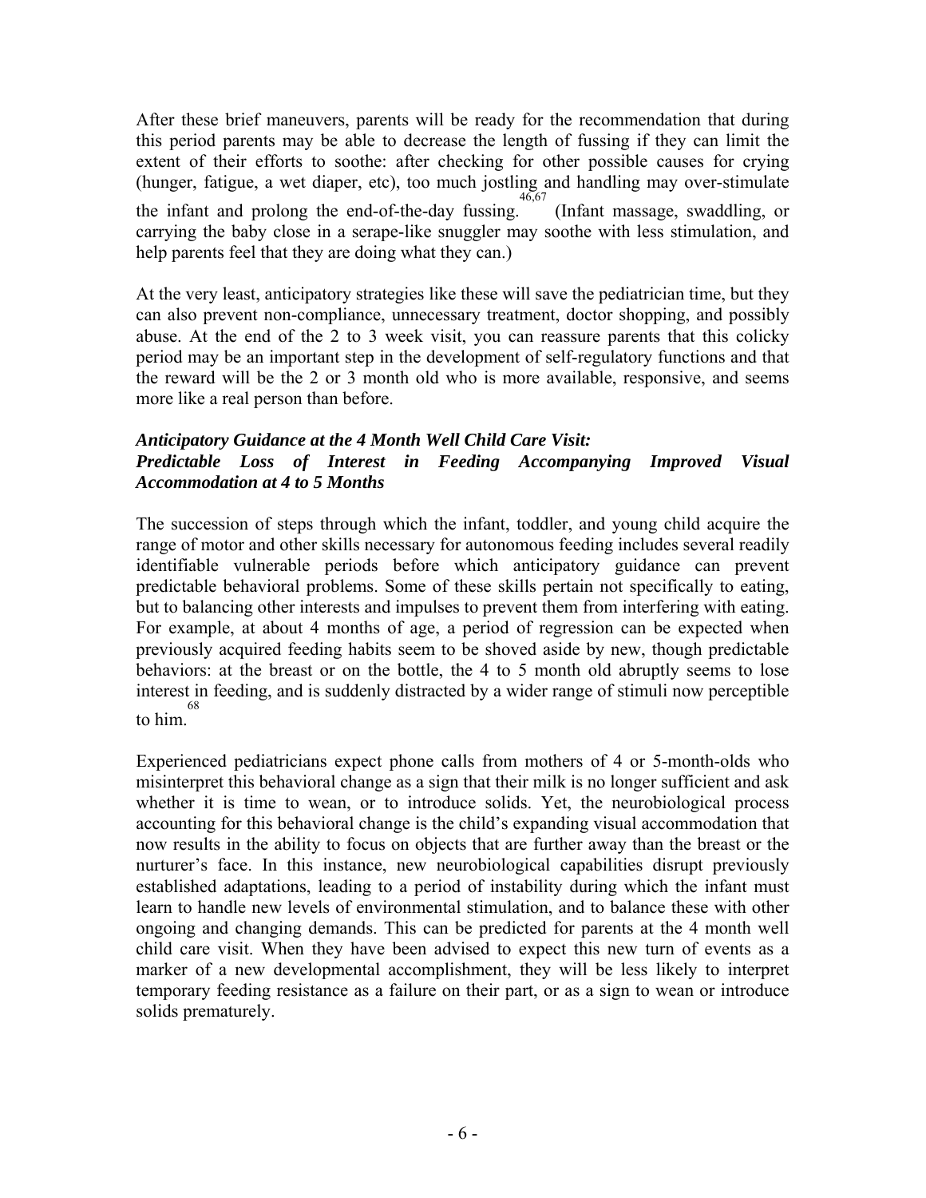After these brief maneuvers, parents will be ready for the recommendation that during this period parents may be able to decrease the length of fussing if they can limit the extent of their efforts to soothe: after checking for other possible causes for crying (hunger, fatigue, a wet diaper, etc), too much jostling and handling may over-stimulate the infant and prolong the end-of-the-day fussing.[46,67] (Infant massage, swaddling, or carrying the baby close in a serape-like snuggler may soothe with less stimulation, and help parents feel that they are doing what they can.)

At the very least, anticipatory strategies like these will save the pediatrician time, but they can also prevent non-compliance, unnecessary treatment, doctor shopping, and possibly abuse. At the end of the 2 to 3 week visit, you can reassure parents that this colicky period may be an important step in the development of self-regulatory functions and that the reward will be the 2 or 3 month old who is more available, responsive, and seems more like a real person than before.

***Anticipatory Guidance at the 4 Month Well Child Care Visit: Predictable Loss of Interest in Feeding Accompanying Improved Visual Accommodation at 4 to 5 Months***

The succession of steps through which the infant, toddler, and young child acquire the range of motor and other skills necessary for autonomous feeding includes several readily identifiable vulnerable periods before which anticipatory guidance can prevent predictable behavioral problems. Some of these skills pertain not specifically to eating, but to balancing other interests and impulses to prevent them from interfering with eating. For example, at about 4 months of age, a period of regression can be expected when previously acquired feeding habits seem to be shoved aside by new, though predictable behaviors: at the breast or on the bottle, the 4 to 5 month old abruptly seems to lose interest in feeding, and is suddenly distracted by a wider range of stimuli now perceptible to him.[68]

Experienced pediatricians expect phone calls from mothers of 4 or 5-month-olds who misinterpret this behavioral change as a sign that their milk is no longer sufficient and ask whether it is time to wean, or to introduce solids. Yet, the neurobiological process accounting for this behavioral change is the child's expanding visual accommodation that now results in the ability to focus on objects that are further away than the breast or the nurturer's face. In this instance, new neurobiological capabilities disrupt previously established adaptations, leading to a period of instability during which the infant must learn to handle new levels of environmental stimulation, and to balance these with other ongoing and changing demands. This can be predicted for parents at the 4 month well child care visit. When they have been advised to expect this new turn of events as a marker of a new developmental accomplishment, they will be less likely to interpret temporary feeding resistance as a failure on their part, or as a sign to wean or introduce solids prematurely.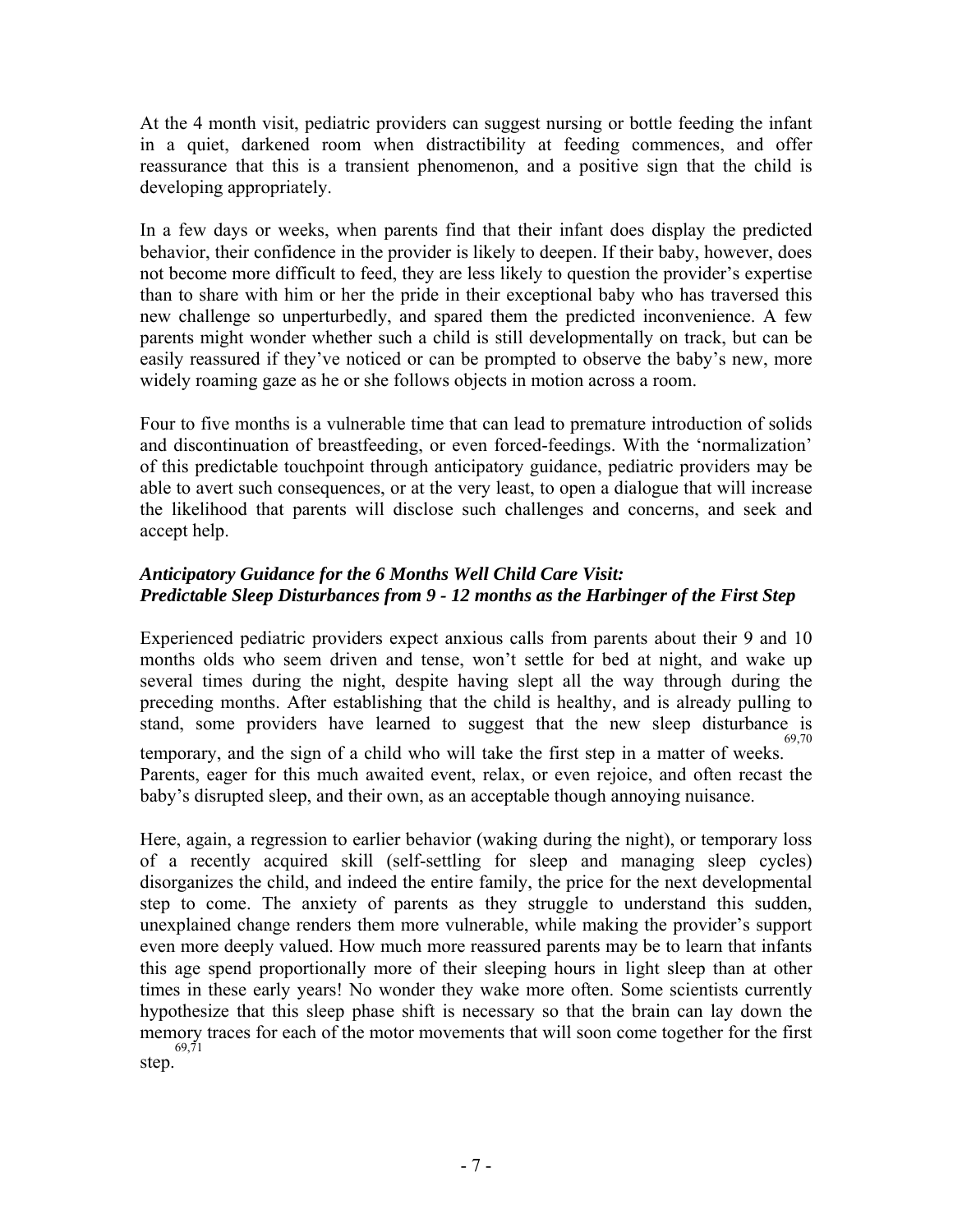At the 4 month visit, pediatric providers can suggest nursing or bottle feeding the infant in a quiet, darkened room when distractibility at feeding commences, and offer reassurance that this is a transient phenomenon, and a positive sign that the child is developing appropriately.

In a few days or weeks, when parents find that their infant does display the predicted behavior, their confidence in the provider is likely to deepen. If their baby, however, does not become more difficult to feed, they are less likely to question the provider's expertise than to share with him or her the pride in their exceptional baby who has traversed this new challenge so unperturbedly, and spared them the predicted inconvenience. A few parents might wonder whether such a child is still developmentally on track, but can be easily reassured if they've noticed or can be prompted to observe the baby's new, more widely roaming gaze as he or she follows objects in motion across a room.

Four to five months is a vulnerable time that can lead to premature introduction of solids and discontinuation of breastfeeding, or even forced-feedings. With the 'normalization' of this predictable touchpoint through anticipatory guidance, pediatric providers may be able to avert such consequences, or at the very least, to open a dialogue that will increase the likelihood that parents will disclose such challenges and concerns, and seek and accept help.

### *Anticipatory Guidance for the 6 Months Well Child Care Visit: Predictable Sleep Disturbances from 9 - 12 months as the Harbinger of the First Step*

Experienced pediatric providers expect anxious calls from parents about their 9 and 10 months olds who seem driven and tense, won't settle for bed at night, and wake up several times during the night, despite having slept all the way through during the preceding months. After establishing that the child is healthy, and is already pulling to stand, some providers have learned to suggest that the new sleep disturbance is temporary, and the sign of a child who will take the first step in a matter of weeks.[69,70] Parents, eager for this much awaited event, relax, or even rejoice, and often recast the baby's disrupted sleep, and their own, as an acceptable though annoying nuisance.

Here, again, a regression to earlier behavior (waking during the night), or temporary loss of a recently acquired skill (self-settling for sleep and managing sleep cycles) disorganizes the child, and indeed the entire family, the price for the next developmental step to come. The anxiety of parents as they struggle to understand this sudden, unexplained change renders them more vulnerable, while making the provider's support even more deeply valued. How much more reassured parents may be to learn that infants this age spend proportionally more of their sleeping hours in light sleep than at other times in these early years! No wonder they wake more often. Some scientists currently hypothesize that this sleep phase shift is necessary so that the brain can lay down the memory traces for each of the motor movements that will soon come together for the first step.[69,71]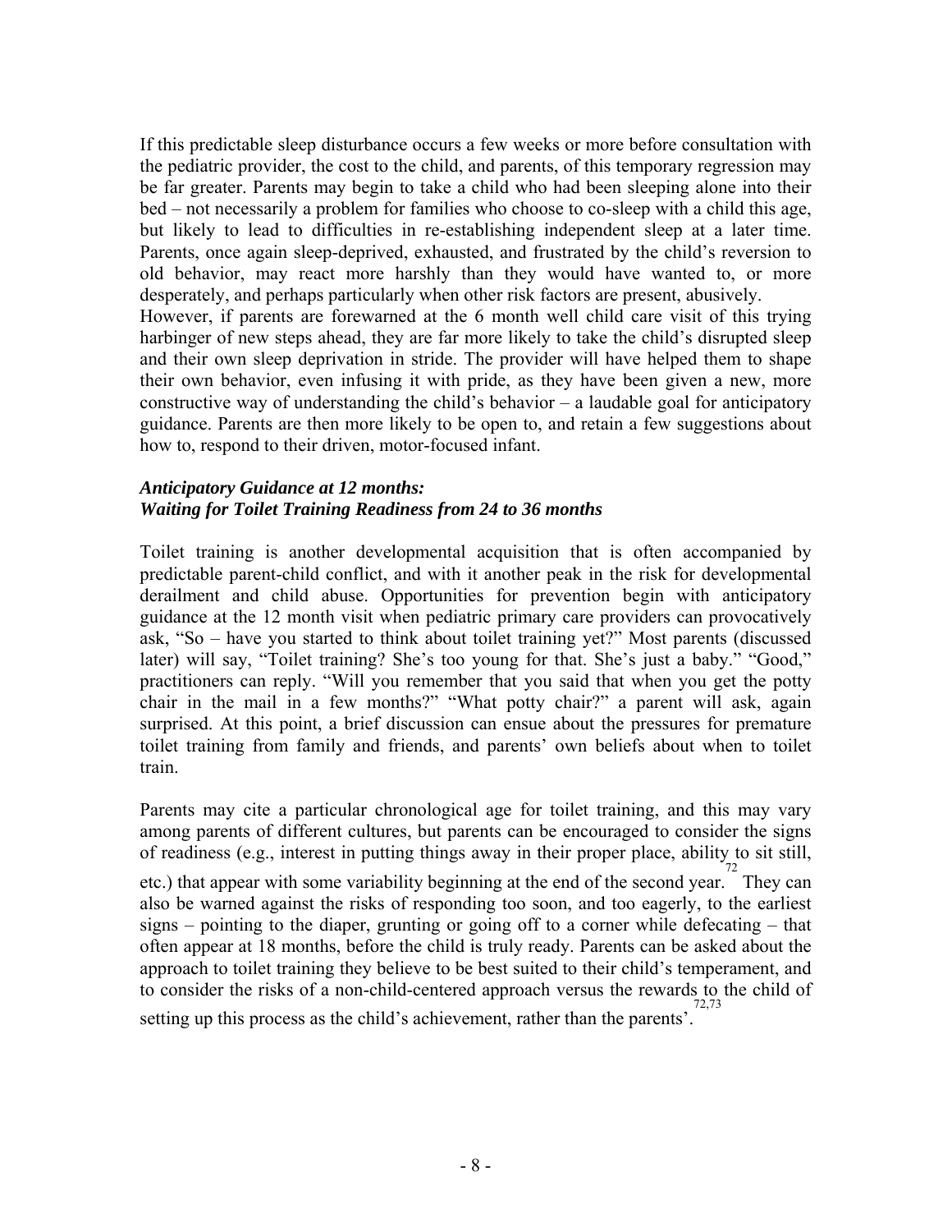If this predictable sleep disturbance occurs a few weeks or more before consultation with the pediatric provider, the cost to the child, and parents, of this temporary regression may be far greater. Parents may begin to take a child who had been sleeping alone into their bed – not necessarily a problem for families who choose to co-sleep with a child this age, but likely to lead to difficulties in re-establishing independent sleep at a later time. Parents, once again sleep-deprived, exhausted, and frustrated by the child's reversion to old behavior, may react more harshly than they would have wanted to, or more desperately, and perhaps particularly when other risk factors are present, abusively.
However, if parents are forewarned at the 6 month well child care visit of this trying harbinger of new steps ahead, they are far more likely to take the child's disrupted sleep and their own sleep deprivation in stride. The provider will have helped them to shape their own behavior, even infusing it with pride, as they have been given a new, more constructive way of understanding the child's behavior – a laudable goal for anticipatory guidance. Parents are then more likely to be open to, and retain a few suggestions about how to, respond to their driven, motor-focused infant.

### ***Anticipatory Guidance at 12 months: Waiting for Toilet Training Readiness from 24 to 36 months***

Toilet training is another developmental acquisition that is often accompanied by predictable parent-child conflict, and with it another peak in the risk for developmental derailment and child abuse. Opportunities for prevention begin with anticipatory guidance at the 12 month visit when pediatric primary care providers can provocatively ask, "So – have you started to think about toilet training yet?" Most parents (discussed later) will say, "Toilet training? She's too young for that. She's just a baby." "Good," practitioners can reply. "Will you remember that you said that when you get the potty chair in the mail in a few months?" "What potty chair?" a parent will ask, again surprised. At this point, a brief discussion can ensue about the pressures for premature toilet training from family and friends, and parents' own beliefs about when to toilet train.

Parents may cite a particular chronological age for toilet training, and this may vary among parents of different cultures, but parents can be encouraged to consider the signs of readiness (e.g., interest in putting things away in their proper place, ability to sit still, etc.) that appear with some variability beginning at the end of the second year.[72] They can also be warned against the risks of responding too soon, and too eagerly, to the earliest signs – pointing to the diaper, grunting or going off to a corner while defecating – that often appear at 18 months, before the child is truly ready. Parents can be asked about the approach to toilet training they believe to be best suited to their child's temperament, and to consider the risks of a non-child-centered approach versus the rewards to the child of setting up this process as the child's achievement, rather than the parents'.[72,73]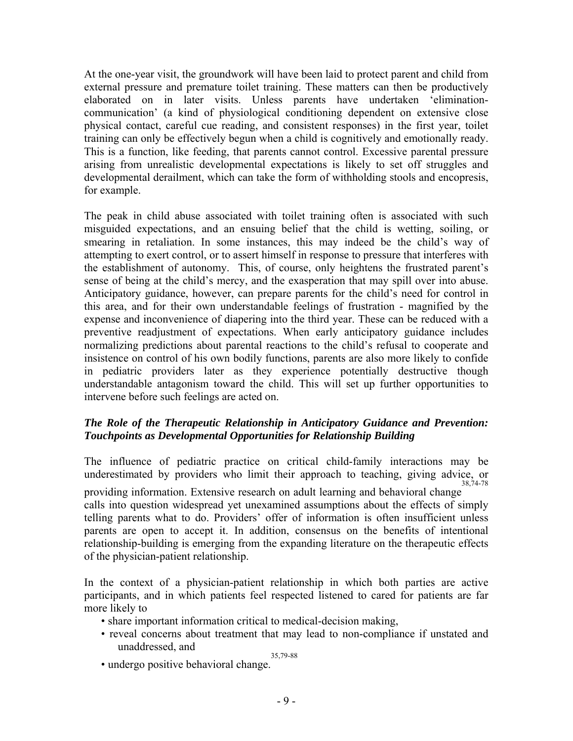At the one-year visit, the groundwork will have been laid to protect parent and child from external pressure and premature toilet training. These matters can then be productively elaborated on in later visits. Unless parents have undertaken 'elimination-communication' (a kind of physiological conditioning dependent on extensive close physical contact, careful cue reading, and consistent responses) in the first year, toilet training can only be effectively begun when a child is cognitively and emotionally ready. This is a function, like feeding, that parents cannot control. Excessive parental pressure arising from unrealistic developmental expectations is likely to set off struggles and developmental derailment, which can take the form of withholding stools and encopresis, for example.

The peak in child abuse associated with toilet training often is associated with such misguided expectations, and an ensuing belief that the child is wetting, soiling, or smearing in retaliation. In some instances, this may indeed be the child's way of attempting to exert control, or to assert himself in response to pressure that interferes with the establishment of autonomy. This, of course, only heightens the frustrated parent's sense of being at the child's mercy, and the exasperation that may spill over into abuse. Anticipatory guidance, however, can prepare parents for the child's need for control in this area, and for their own understandable feelings of frustration - magnified by the expense and inconvenience of diapering into the third year. These can be reduced with a preventive readjustment of expectations. When early anticipatory guidance includes normalizing predictions about parental reactions to the child's refusal to cooperate and insistence on control of his own bodily functions, parents are also more likely to confide in pediatric providers later as they experience potentially destructive though understandable antagonism toward the child. This will set up further opportunities to intervene before such feelings are acted on.

### *The Role of the Therapeutic Relationship in Anticipatory Guidance and Prevention: Touchpoints as Developmental Opportunities for Relationship Building*

The influence of pediatric practice on critical child-family interactions may be underestimated by providers who limit their approach to teaching, giving advice, or providing information. Extensive research on adult learning and behavioral change[38,74-78] calls into question widespread yet unexamined assumptions about the effects of simply telling parents what to do. Providers' offer of information is often insufficient unless parents are open to accept it. In addition, consensus on the benefits of intentional relationship-building is emerging from the expanding literature on the therapeutic effects of the physician-patient relationship.

In the context of a physician-patient relationship in which both parties are active participants, and in which patients feel respected listened to cared for patients are far more likely to

- share important information critical to medical-decision making,
- reveal concerns about treatment that may lead to non-compliance if unstated and unaddressed, and
- undergo positive behavioral change.[35,79-88]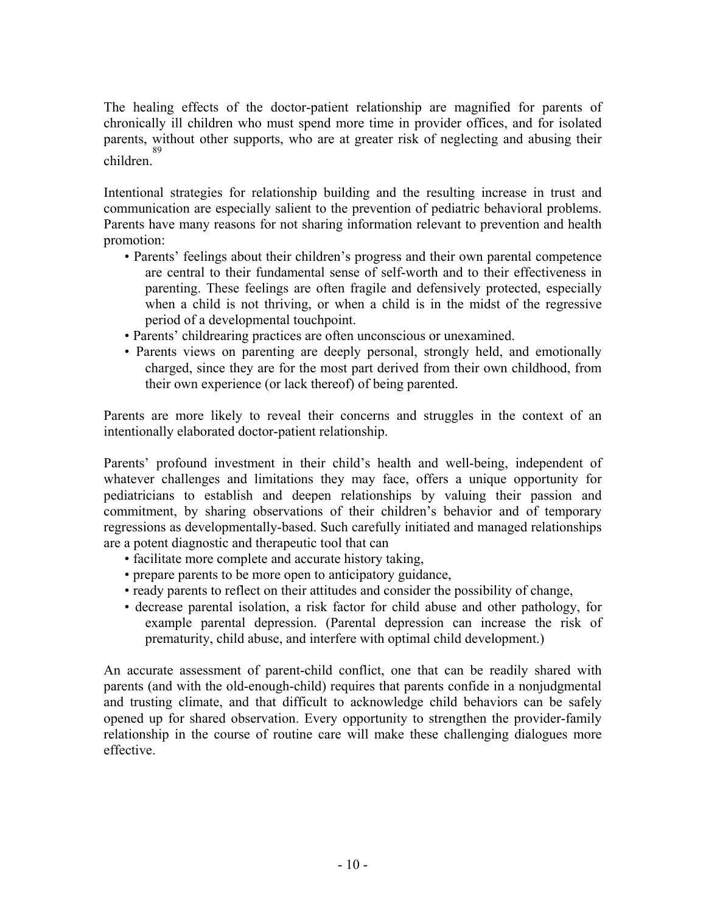The healing effects of the doctor-patient relationship are magnified for parents of chronically ill children who must spend more time in provider offices, and for isolated parents, without other supports, who are at greater risk of neglecting and abusing their children.[89]

Intentional strategies for relationship building and the resulting increase in trust and communication are especially salient to the prevention of pediatric behavioral problems. Parents have many reasons for not sharing information relevant to prevention and health promotion:

- Parents' feelings about their children's progress and their own parental competence are central to their fundamental sense of self-worth and to their effectiveness in parenting. These feelings are often fragile and defensively protected, especially when a child is not thriving, or when a child is in the midst of the regressive period of a developmental touchpoint.
- Parents' childrearing practices are often unconscious or unexamined.
- Parents views on parenting are deeply personal, strongly held, and emotionally charged, since they are for the most part derived from their own childhood, from their own experience (or lack thereof) of being parented.

Parents are more likely to reveal their concerns and struggles in the context of an intentionally elaborated doctor-patient relationship.

Parents' profound investment in their child's health and well-being, independent of whatever challenges and limitations they may face, offers a unique opportunity for pediatricians to establish and deepen relationships by valuing their passion and commitment, by sharing observations of their children's behavior and of temporary regressions as developmentally-based. Such carefully initiated and managed relationships are a potent diagnostic and therapeutic tool that can

- facilitate more complete and accurate history taking,
- prepare parents to be more open to anticipatory guidance,
- ready parents to reflect on their attitudes and consider the possibility of change,
- decrease parental isolation, a risk factor for child abuse and other pathology, for example parental depression. (Parental depression can increase the risk of prematurity, child abuse, and interfere with optimal child development.)

An accurate assessment of parent-child conflict, one that can be readily shared with parents (and with the old-enough-child) requires that parents confide in a nonjudgmental and trusting climate, and that difficult to acknowledge child behaviors can be safely opened up for shared observation. Every opportunity to strengthen the provider-family relationship in the course of routine care will make these challenging dialogues more effective.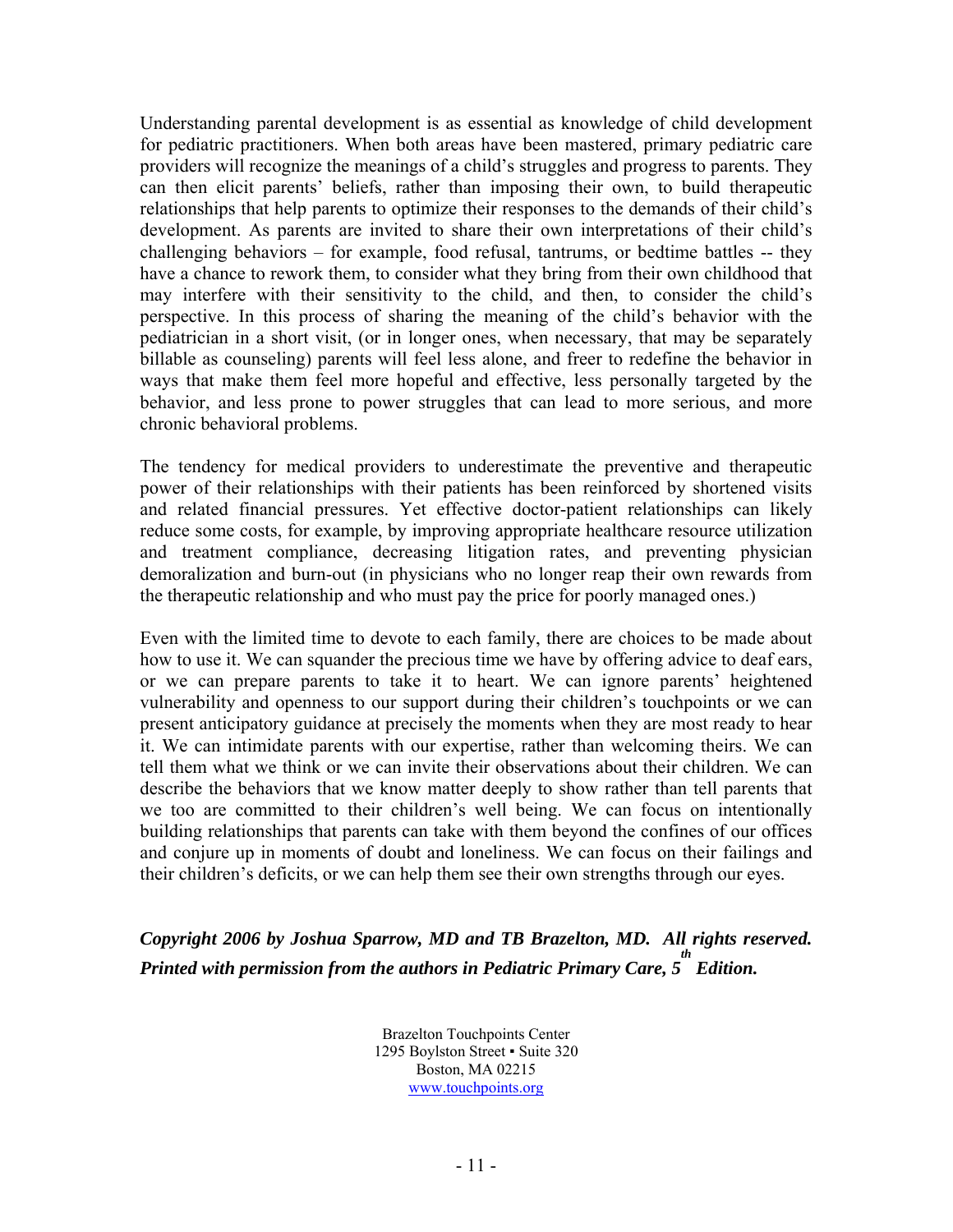Understanding parental development is as essential as knowledge of child development for pediatric practitioners. When both areas have been mastered, primary pediatric care providers will recognize the meanings of a child's struggles and progress to parents. They can then elicit parents' beliefs, rather than imposing their own, to build therapeutic relationships that help parents to optimize their responses to the demands of their child's development. As parents are invited to share their own interpretations of their child's challenging behaviors – for example, food refusal, tantrums, or bedtime battles -- they have a chance to rework them, to consider what they bring from their own childhood that may interfere with their sensitivity to the child, and then, to consider the child's perspective. In this process of sharing the meaning of the child's behavior with the pediatrician in a short visit, (or in longer ones, when necessary, that may be separately billable as counseling) parents will feel less alone, and freer to redefine the behavior in ways that make them feel more hopeful and effective, less personally targeted by the behavior, and less prone to power struggles that can lead to more serious, and more chronic behavioral problems.

The tendency for medical providers to underestimate the preventive and therapeutic power of their relationships with their patients has been reinforced by shortened visits and related financial pressures. Yet effective doctor-patient relationships can likely reduce some costs, for example, by improving appropriate healthcare resource utilization and treatment compliance, decreasing litigation rates, and preventing physician demoralization and burn-out (in physicians who no longer reap their own rewards from the therapeutic relationship and who must pay the price for poorly managed ones.)

Even with the limited time to devote to each family, there are choices to be made about how to use it. We can squander the precious time we have by offering advice to deaf ears, or we can prepare parents to take it to heart. We can ignore parents' heightened vulnerability and openness to our support during their children's touchpoints or we can present anticipatory guidance at precisely the moments when they are most ready to hear it. We can intimidate parents with our expertise, rather than welcoming theirs. We can tell them what we think or we can invite their observations about their children. We can describe the behaviors that we know matter deeply to show rather than tell parents that we too are committed to their children's well being. We can focus on intentionally building relationships that parents can take with them beyond the confines of our offices and conjure up in moments of doubt and loneliness. We can focus on their failings and their children's deficits, or we can help them see their own strengths through our eyes.

***Copyright 2006 by Joshua Sparrow, MD and TB Brazelton, MD. All rights reserved. Printed with permission from the authors in Pediatric Primary Care, 5th Edition.***

Brazelton Touchpoints Center
1295 Boylston Street ▪ Suite 320
Boston, MA 02215
www.touchpoints.org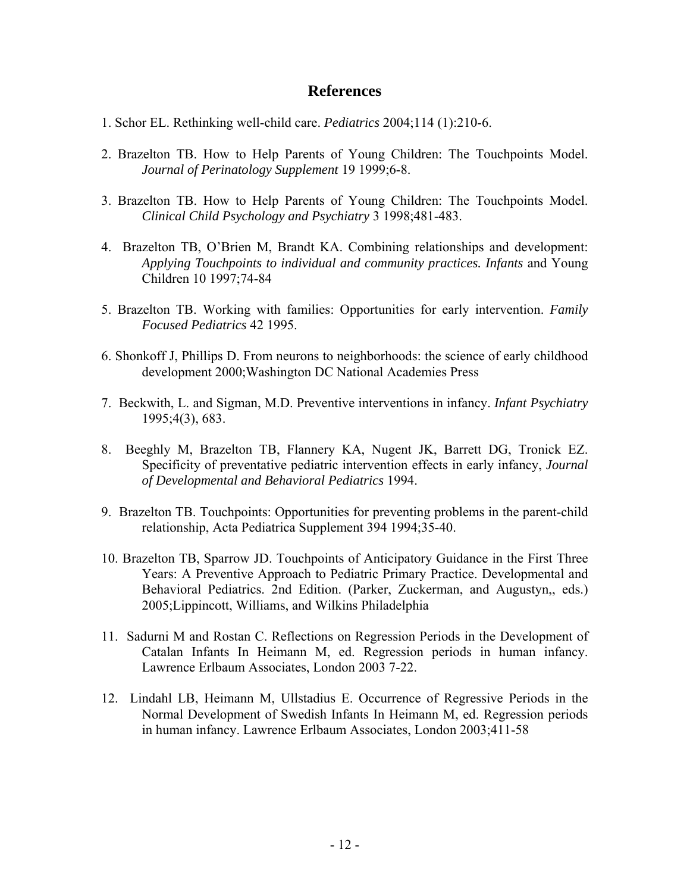# References

1. Schor EL. Rethinking well-child care. *Pediatrics* 2004;114 (1):210-6.

2. Brazelton TB. How to Help Parents of Young Children: The Touchpoints Model. *Journal of Perinatology Supplement* 19 1999;6-8.

3. Brazelton TB. How to Help Parents of Young Children: The Touchpoints Model. *Clinical Child Psychology and Psychiatry* 3 1998;481-483.

4. Brazelton TB, O'Brien M, Brandt KA. Combining relationships and development: *Applying Touchpoints to individual and community practices. Infants* and Young Children 10 1997;74-84

5. Brazelton TB. Working with families: Opportunities for early intervention. *Family Focused Pediatrics* 42 1995.

6. Shonkoff J, Phillips D. From neurons to neighborhoods: the science of early childhood development 2000;Washington DC National Academies Press

7. Beckwith, L. and Sigman, M.D. Preventive interventions in infancy. *Infant Psychiatry* 1995;4(3), 683.

8. Beeghly M, Brazelton TB, Flannery KA, Nugent JK, Barrett DG, Tronick EZ. Specificity of preventative pediatric intervention effects in early infancy, *Journal of Developmental and Behavioral Pediatrics* 1994.

9. Brazelton TB. Touchpoints: Opportunities for preventing problems in the parent-child relationship, Acta Pediatrica Supplement 394 1994;35-40.

10. Brazelton TB, Sparrow JD. Touchpoints of Anticipatory Guidance in the First Three Years: A Preventive Approach to Pediatric Primary Practice. Developmental and Behavioral Pediatrics. 2nd Edition. (Parker, Zuckerman, and Augustyn,, eds.) 2005;Lippincott, Williams, and Wilkins Philadelphia

11. Sadurni M and Rostan C. Reflections on Regression Periods in the Development of Catalan Infants In Heimann M, ed. Regression periods in human infancy. Lawrence Erlbaum Associates, London 2003 7-22.

12. Lindahl LB, Heimann M, Ullstadius E. Occurrence of Regressive Periods in the Normal Development of Swedish Infants In Heimann M, ed. Regression periods in human infancy. Lawrence Erlbaum Associates, London 2003;411-58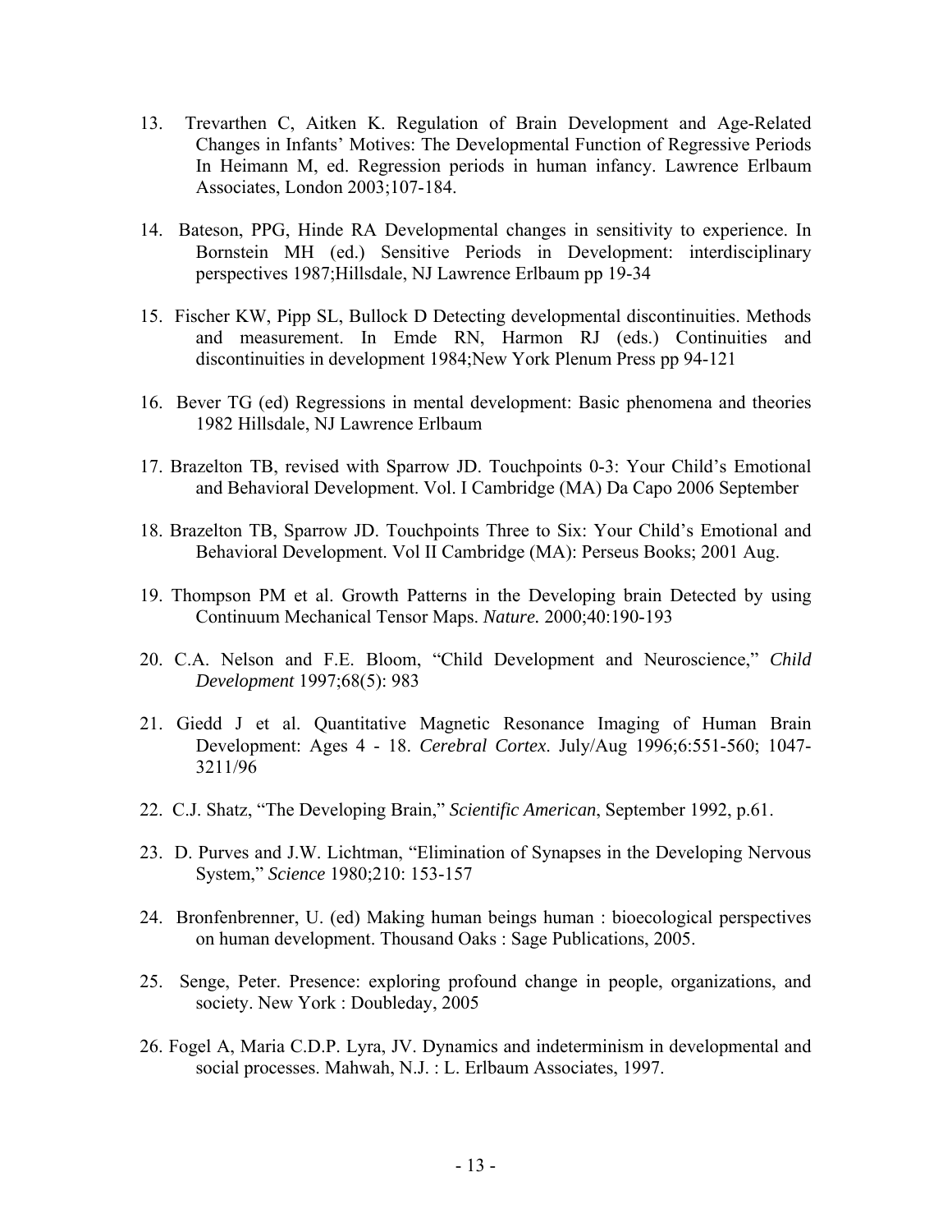13. Trevarthen C, Aitken K. Regulation of Brain Development and Age-Related Changes in Infants' Motives: The Developmental Function of Regressive Periods In Heimann M, ed. Regression periods in human infancy. Lawrence Erlbaum Associates, London 2003;107-184.

14. Bateson, PPG, Hinde RA Developmental changes in sensitivity to experience. In Bornstein MH (ed.) Sensitive Periods in Development: interdisciplinary perspectives 1987;Hillsdale, NJ Lawrence Erlbaum pp 19-34

15. Fischer KW, Pipp SL, Bullock D Detecting developmental discontinuities. Methods and measurement. In Emde RN, Harmon RJ (eds.) Continuities and discontinuities in development 1984;New York Plenum Press pp 94-121

16. Bever TG (ed) Regressions in mental development: Basic phenomena and theories 1982 Hillsdale, NJ Lawrence Erlbaum

17. Brazelton TB, revised with Sparrow JD. Touchpoints 0-3: Your Child's Emotional and Behavioral Development. Vol. I Cambridge (MA) Da Capo 2006 September

18. Brazelton TB, Sparrow JD. Touchpoints Three to Six: Your Child's Emotional and Behavioral Development. Vol II Cambridge (MA): Perseus Books; 2001 Aug.

19. Thompson PM et al. Growth Patterns in the Developing brain Detected by using Continuum Mechanical Tensor Maps. *Nature.* 2000;40:190-193

20. C.A. Nelson and F.E. Bloom, "Child Development and Neuroscience," *Child Development* 1997;68(5): 983

21. Giedd J et al. Quantitative Magnetic Resonance Imaging of Human Brain Development: Ages 4 - 18. *Cerebral Cortex*. July/Aug 1996;6:551-560; 1047-3211/96

22. C.J. Shatz, "The Developing Brain," *Scientific American*, September 1992, p.61.

23. D. Purves and J.W. Lichtman, "Elimination of Synapses in the Developing Nervous System," *Science* 1980;210: 153-157

24. Bronfenbrenner, U. (ed) Making human beings human : bioecological perspectives on human development. Thousand Oaks : Sage Publications, 2005.

25. Senge, Peter. Presence: exploring profound change in people, organizations, and society. New York : Doubleday, 2005

26. Fogel A, Maria C.D.P. Lyra, JV. Dynamics and indeterminism in developmental and social processes. Mahwah, N.J. : L. Erlbaum Associates, 1997.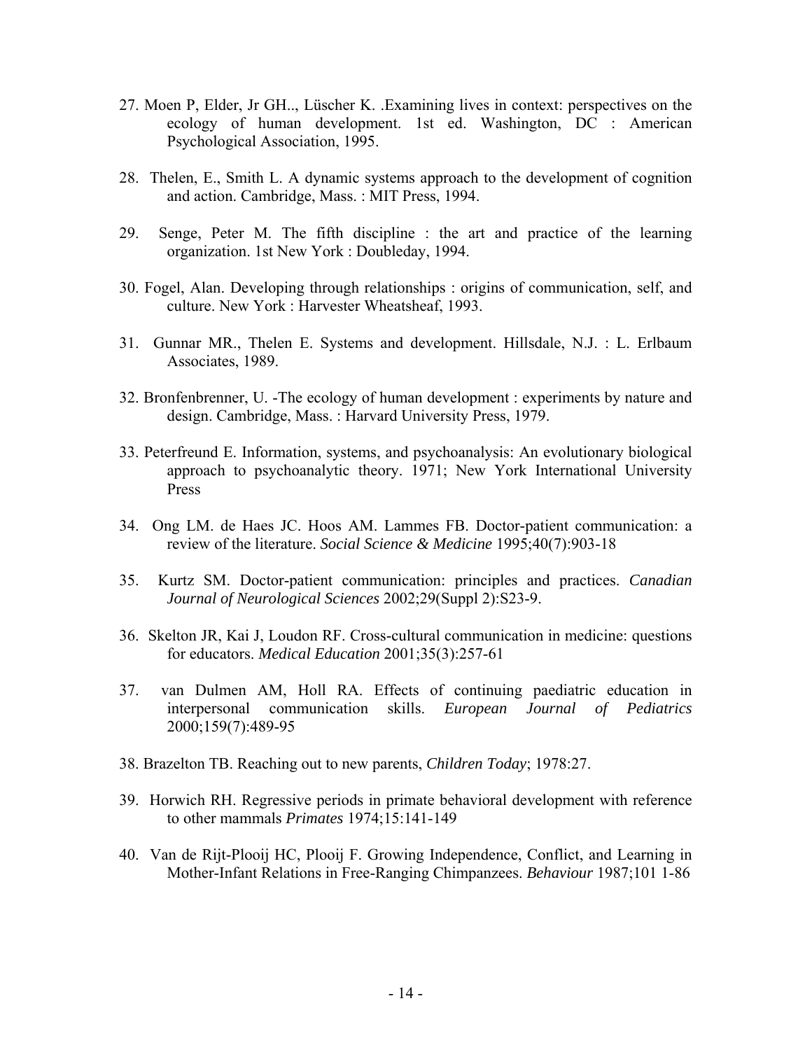27. Moen P, Elder, Jr GH.., Lüscher K. .Examining lives in context: perspectives on the ecology of human development. 1st ed. Washington, DC : American Psychological Association, 1995.

28. Thelen, E., Smith L. A dynamic systems approach to the development of cognition and action. Cambridge, Mass. : MIT Press, 1994.

29. Senge, Peter M. The fifth discipline : the art and practice of the learning organization. 1st New York : Doubleday, 1994.

30. Fogel, Alan. Developing through relationships : origins of communication, self, and culture. New York : Harvester Wheatsheaf, 1993.

31. Gunnar MR., Thelen E. Systems and development. Hillsdale, N.J. : L. Erlbaum Associates, 1989.

32. Bronfenbrenner, U. -The ecology of human development : experiments by nature and design. Cambridge, Mass. : Harvard University Press, 1979.

33. Peterfreund E. Information, systems, and psychoanalysis: An evolutionary biological approach to psychoanalytic theory. 1971; New York International University Press

34. Ong LM. de Haes JC. Hoos AM. Lammes FB. Doctor-patient communication: a review of the literature. *Social Science & Medicine* 1995;40(7):903-18

35. Kurtz SM. Doctor-patient communication: principles and practices. *Canadian Journal of Neurological Sciences* 2002;29(Suppl 2):S23-9.

36. Skelton JR, Kai J, Loudon RF. Cross-cultural communication in medicine: questions for educators. *Medical Education* 2001;35(3):257-61

37. van Dulmen AM, Holl RA. Effects of continuing paediatric education in interpersonal communication skills. *European Journal of Pediatrics* 2000;159(7):489-95

38. Brazelton TB. Reaching out to new parents, *Children Today*; 1978:27.

39. Horwich RH. Regressive periods in primate behavioral development with reference to other mammals *Primates* 1974;15:141-149

40. Van de Rijt-Plooij HC, Plooij F. Growing Independence, Conflict, and Learning in Mother-Infant Relations in Free-Ranging Chimpanzees. *Behaviour* 1987;101 1-86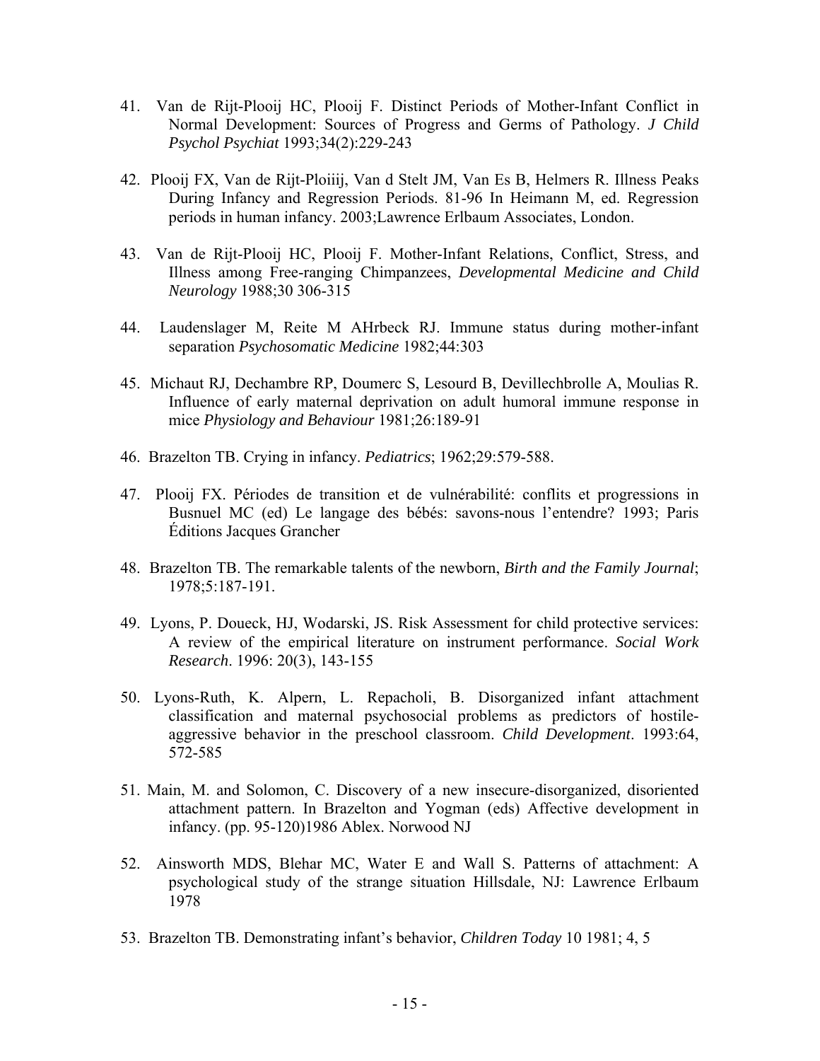41. Van de Rijt-Plooij HC, Plooij F. Distinct Periods of Mother-Infant Conflict in Normal Development: Sources of Progress and Germs of Pathology. *J Child Psychol Psychiat* 1993;34(2):229-243

42. Plooij FX, Van de Rijt-Ploiiij, Van d Stelt JM, Van Es B, Helmers R. Illness Peaks During Infancy and Regression Periods. 81-96 In Heimann M, ed. Regression periods in human infancy. 2003;Lawrence Erlbaum Associates, London.

43. Van de Rijt-Plooij HC, Plooij F. Mother-Infant Relations, Conflict, Stress, and Illness among Free-ranging Chimpanzees, *Developmental Medicine and Child Neurology* 1988;30 306-315

44. Laudenslager M, Reite M AHrbeck RJ. Immune status during mother-infant separation *Psychosomatic Medicine* 1982;44:303

45. Michaut RJ, Dechambre RP, Doumerc S, Lesourd B, Devillechbrolle A, Moulias R. Influence of early maternal deprivation on adult humoral immune response in mice *Physiology and Behaviour* 1981;26:189-91

46. Brazelton TB. Crying in infancy. *Pediatrics*; 1962;29:579-588.

47. Plooij FX. Périodes de transition et de vulnérabilité: conflits et progressions in Busnuel MC (ed) Le langage des bébés: savons-nous l'entendre? 1993; Paris Éditions Jacques Grancher

48. Brazelton TB. The remarkable talents of the newborn, *Birth and the Family Journal*; 1978;5:187-191.

49. Lyons, P. Doueck, HJ, Wodarski, JS. Risk Assessment for child protective services: A review of the empirical literature on instrument performance. *Social Work Research*. 1996: 20(3), 143-155

50. Lyons-Ruth, K. Alpern, L. Repacholi, B. Disorganized infant attachment classification and maternal psychosocial problems as predictors of hostile-aggressive behavior in the preschool classroom. *Child Development*. 1993:64, 572-585

51. Main, M. and Solomon, C. Discovery of a new insecure-disorganized, disoriented attachment pattern. In Brazelton and Yogman (eds) Affective development in infancy. (pp. 95-120)1986 Ablex. Norwood NJ

52. Ainsworth MDS, Blehar MC, Water E and Wall S. Patterns of attachment: A psychological study of the strange situation Hillsdale, NJ: Lawrence Erlbaum 1978

53. Brazelton TB. Demonstrating infant's behavior, *Children Today* 10 1981; 4, 5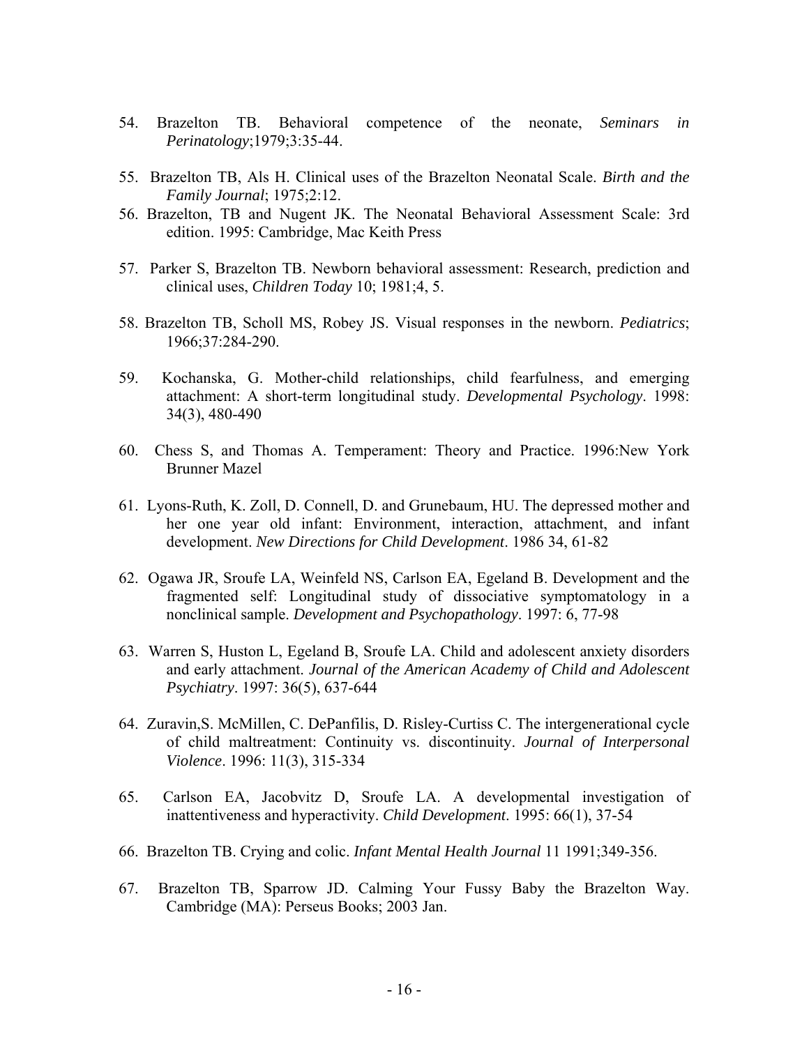54. Brazelton TB. Behavioral competence of the neonate, *Seminars in Perinatology*;1979;3:35-44.

55. Brazelton TB, Als H. Clinical uses of the Brazelton Neonatal Scale. *Birth and the Family Journal*; 1975;2:12.

56. Brazelton, TB and Nugent JK. The Neonatal Behavioral Assessment Scale: 3rd edition. 1995: Cambridge, Mac Keith Press

57. Parker S, Brazelton TB. Newborn behavioral assessment: Research, prediction and clinical uses, *Children Today* 10; 1981;4, 5.

58. Brazelton TB, Scholl MS, Robey JS. Visual responses in the newborn. *Pediatrics*; 1966;37:284-290.

59. Kochanska, G. Mother-child relationships, child fearfulness, and emerging attachment: A short-term longitudinal study. *Developmental Psychology*. 1998: 34(3), 480-490

60. Chess S, and Thomas A. Temperament: Theory and Practice. 1996:New York Brunner Mazel

61. Lyons-Ruth, K. Zoll, D. Connell, D. and Grunebaum, HU. The depressed mother and her one year old infant: Environment, interaction, attachment, and infant development. *New Directions for Child Development*. 1986 34, 61-82

62. Ogawa JR, Sroufe LA, Weinfeld NS, Carlson EA, Egeland B. Development and the fragmented self: Longitudinal study of dissociative symptomatology in a nonclinical sample. *Development and Psychopathology*. 1997: 6, 77-98

63. Warren S, Huston L, Egeland B, Sroufe LA. Child and adolescent anxiety disorders and early attachment. *Journal of the American Academy of Child and Adolescent Psychiatry*. 1997: 36(5), 637-644

64. Zuravin,S. McMillen, C. DePanfilis, D. Risley-Curtiss C. The intergenerational cycle of child maltreatment: Continuity vs. discontinuity. *Journal of Interpersonal Violence*. 1996: 11(3), 315-334

65. Carlson EA, Jacobvitz D, Sroufe LA. A developmental investigation of inattentiveness and hyperactivity. *Child Development*. 1995: 66(1), 37-54

66. Brazelton TB. Crying and colic. *Infant Mental Health Journal* 11 1991;349-356.

67. Brazelton TB, Sparrow JD. Calming Your Fussy Baby the Brazelton Way. Cambridge (MA): Perseus Books; 2003 Jan.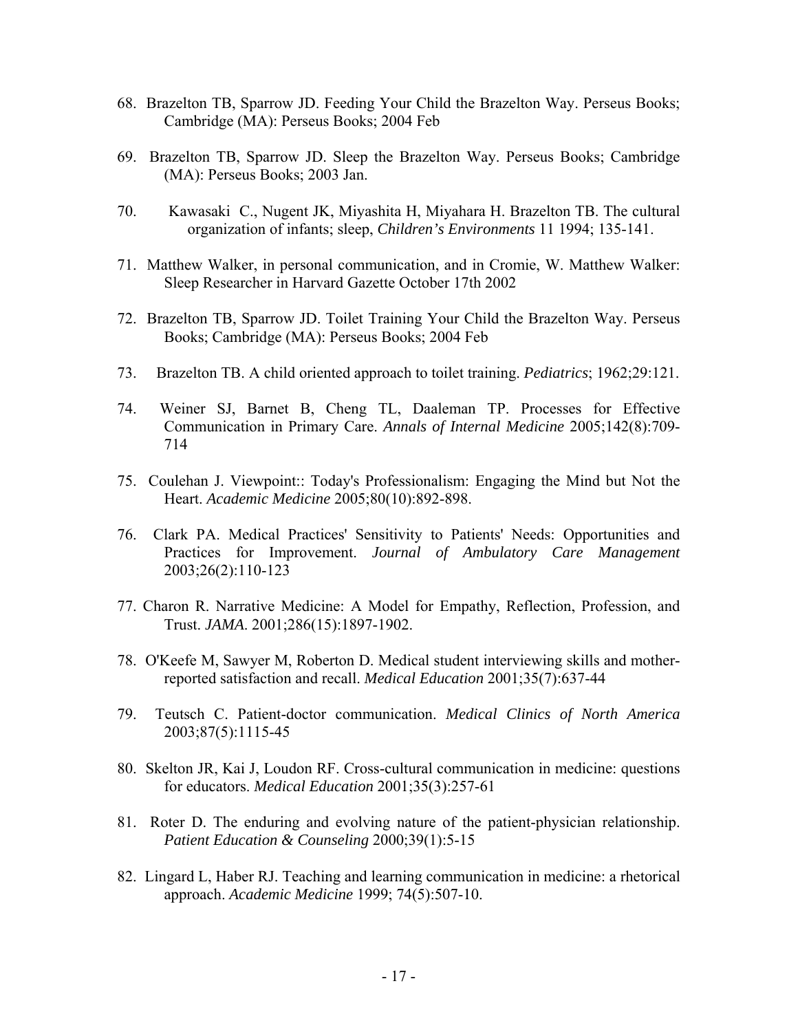68. Brazelton TB, Sparrow JD. Feeding Your Child the Brazelton Way. Perseus Books; Cambridge (MA): Perseus Books; 2004 Feb

69. Brazelton TB, Sparrow JD. Sleep the Brazelton Way. Perseus Books; Cambridge (MA): Perseus Books; 2003 Jan.

70. Kawasaki C., Nugent JK, Miyashita H, Miyahara H. Brazelton TB. The cultural organization of infants; sleep, *Children's Environments* 11 1994; 135-141.

71. Matthew Walker, in personal communication, and in Cromie, W. Matthew Walker: Sleep Researcher in Harvard Gazette October 17th 2002

72. Brazelton TB, Sparrow JD. Toilet Training Your Child the Brazelton Way. Perseus Books; Cambridge (MA): Perseus Books; 2004 Feb

73. Brazelton TB. A child oriented approach to toilet training. *Pediatrics*; 1962;29:121.

74. Weiner SJ, Barnet B, Cheng TL, Daaleman TP. Processes for Effective Communication in Primary Care. *Annals of Internal Medicine* 2005;142(8):709-714

75. Coulehan J. Viewpoint:: Today's Professionalism: Engaging the Mind but Not the Heart. *Academic Medicine* 2005;80(10):892-898.

76. Clark PA. Medical Practices' Sensitivity to Patients' Needs: Opportunities and Practices for Improvement. *Journal of Ambulatory Care Management* 2003;26(2):110-123

77. Charon R. Narrative Medicine: A Model for Empathy, Reflection, Profession, and Trust. *JAMA*. 2001;286(15):1897-1902.

78. O'Keefe M, Sawyer M, Roberton D. Medical student interviewing skills and mother-reported satisfaction and recall. *Medical Education* 2001;35(7):637-44

79. Teutsch C. Patient-doctor communication. *Medical Clinics of North America* 2003;87(5):1115-45

80. Skelton JR, Kai J, Loudon RF. Cross-cultural communication in medicine: questions for educators. *Medical Education* 2001;35(3):257-61

81. Roter D. The enduring and evolving nature of the patient-physician relationship. *Patient Education & Counseling* 2000;39(1):5-15

82. Lingard L, Haber RJ. Teaching and learning communication in medicine: a rhetorical approach. *Academic Medicine* 1999; 74(5):507-10.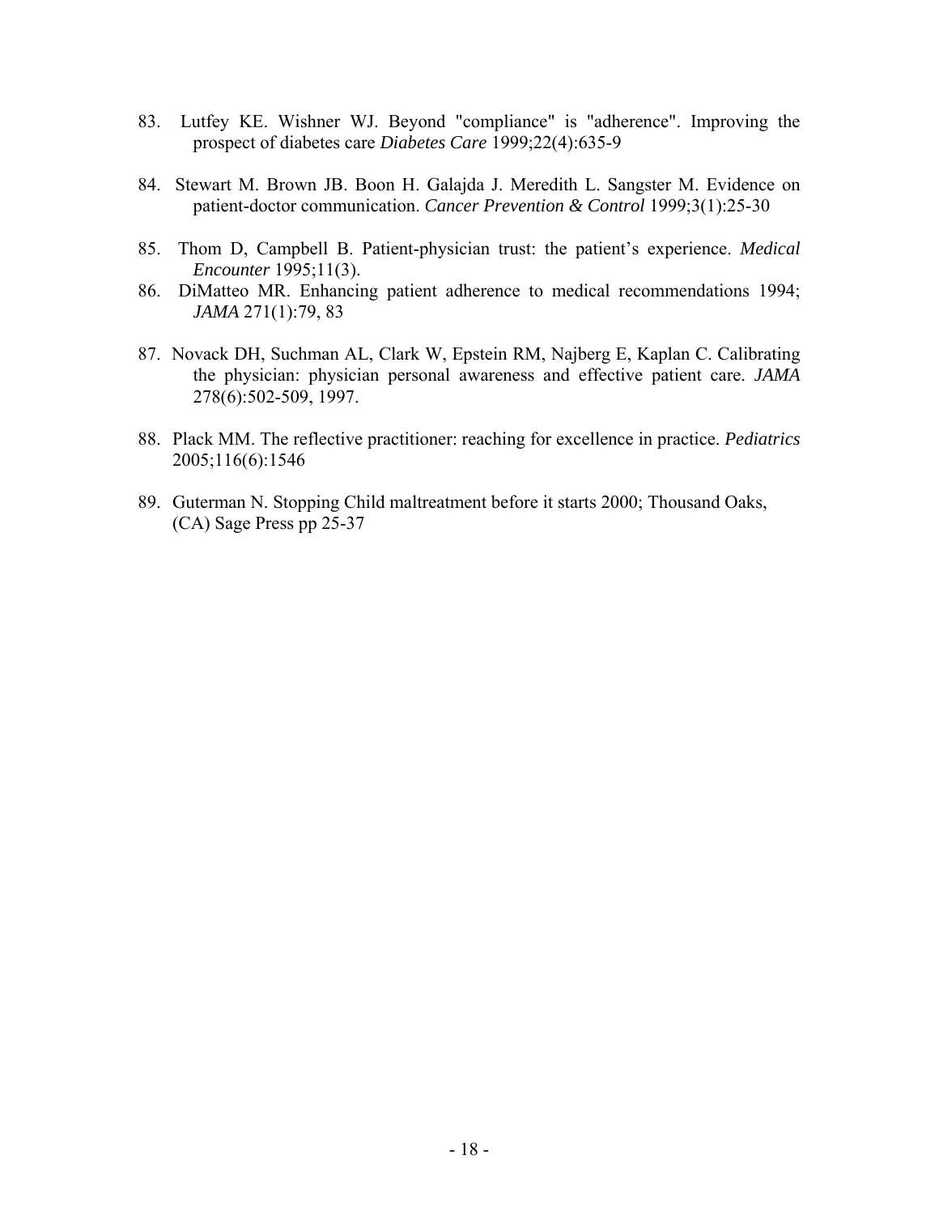83. Lutfey KE. Wishner WJ. Beyond "compliance" is "adherence". Improving the prospect of diabetes care *Diabetes Care* 1999;22(4):635-9

84. Stewart M. Brown JB. Boon H. Galajda J. Meredith L. Sangster M. Evidence on patient-doctor communication. *Cancer Prevention & Control* 1999;3(1):25-30

85. Thom D, Campbell B. Patient-physician trust: the patient's experience. *Medical Encounter* 1995;11(3).

86. DiMatteo MR. Enhancing patient adherence to medical recommendations 1994; *JAMA* 271(1):79, 83

87. Novack DH, Suchman AL, Clark W, Epstein RM, Najberg E, Kaplan C. Calibrating the physician: physician personal awareness and effective patient care. *JAMA* 278(6):502-509, 1997.

88. Plack MM. The reflective practitioner: reaching for excellence in practice. *Pediatrics* 2005;116(6):1546

89. Guterman N. Stopping Child maltreatment before it starts 2000; Thousand Oaks, (CA) Sage Press pp 25-37